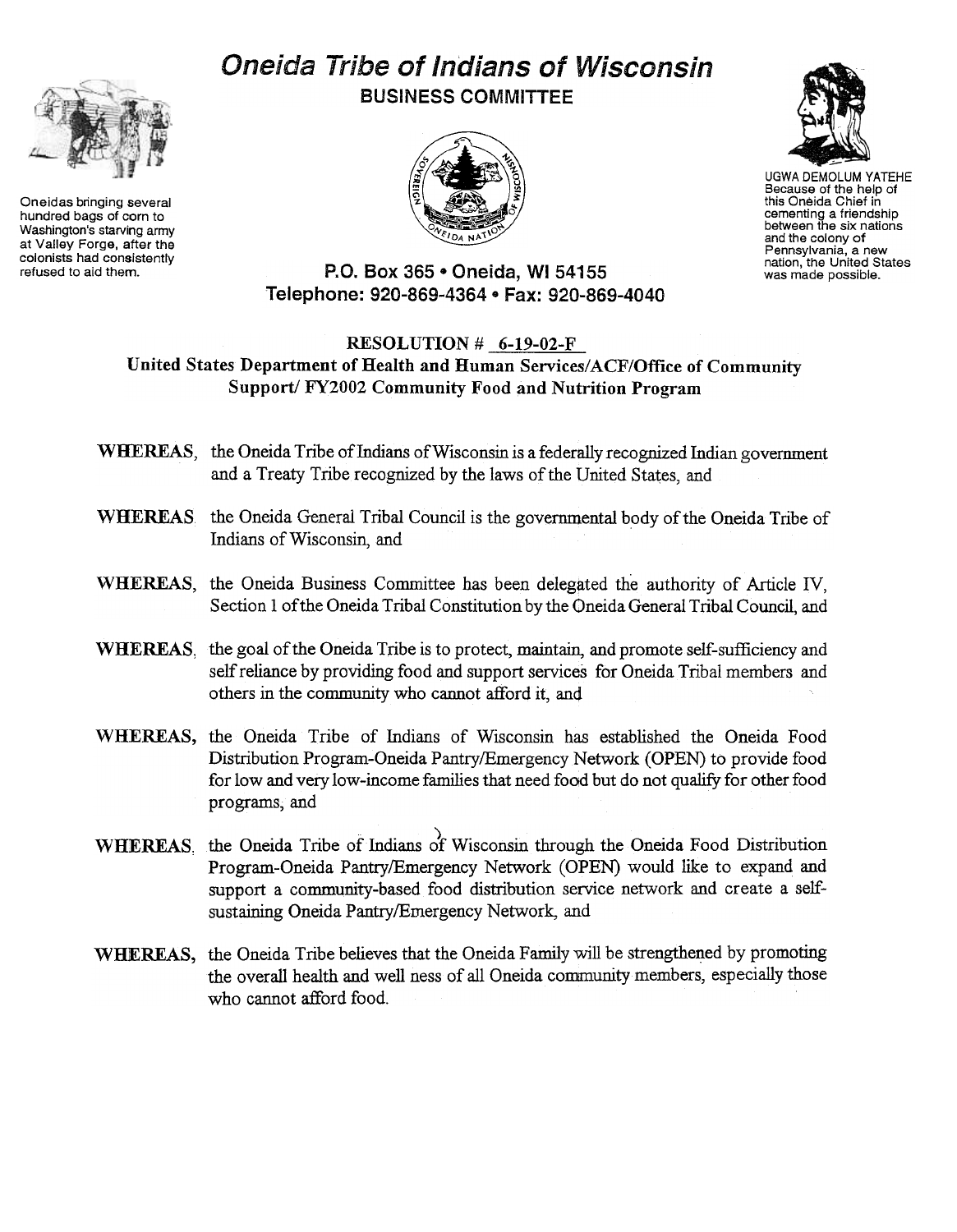# Oneida Tribe of Indians of Wisconsin

## BUSINESS COMMITTEE

Oneidas bringing several hundred bags of corn to Washington's starving army at Valley Forge, after the colonists had consistently refused to aid them.

UGWA DEMOLUM YATEHE
Because of the help of this Oneida Chief in cementing a friendship between the six nations and the colony of Pennsylvania, a new nation, the United States was made possible.

**P.O. Box 365 • Oneida, WI 54155**
**Telephone: 920-869-4364 • Fax: 920-869-4040**

**RESOLUTION # 6-19-02-F**
**United States Department of Health and Human Services/ACF/Office of Community Support/ FY2002 Community Food and Nutrition Program**

**WHEREAS**, the Oneida Tribe of Indians of Wisconsin is a federally recognized Indian government and a Treaty Tribe recognized by the laws of the United States, and

**WHEREAS** the Oneida General Tribal Council is the governmental body of the Oneida Tribe of Indians of Wisconsin, and

**WHEREAS**, the Oneida Business Committee has been delegated the authority of Article IV, Section 1 of the Oneida Tribal Constitution by the Oneida General Tribal Council, and

**WHEREAS**, the goal of the Oneida Tribe is to protect, maintain, and promote self-sufficiency and self reliance by providing food and support services for Oneida Tribal members and others in the community who cannot afford it, and

**WHEREAS**, the Oneida Tribe of Indians of Wisconsin has established the Oneida Food Distribution Program-Oneida Pantry/Emergency Network (OPEN) to provide food for low and very low-income families that need food but do not qualify for other food programs, and

**WHEREAS**, the Oneida Tribe of Indians of Wisconsin through the Oneida Food Distribution Program-Oneida Pantry/Emergency Network (OPEN) would like to expand and support a community-based food distribution service network and create a self-sustaining Oneida Pantry/Emergency Network, and

**WHEREAS**, the Oneida Tribe believes that the Oneida Family will be strengthened by promoting the overall health and well ness of all Oneida community members, especially those who cannot afford food.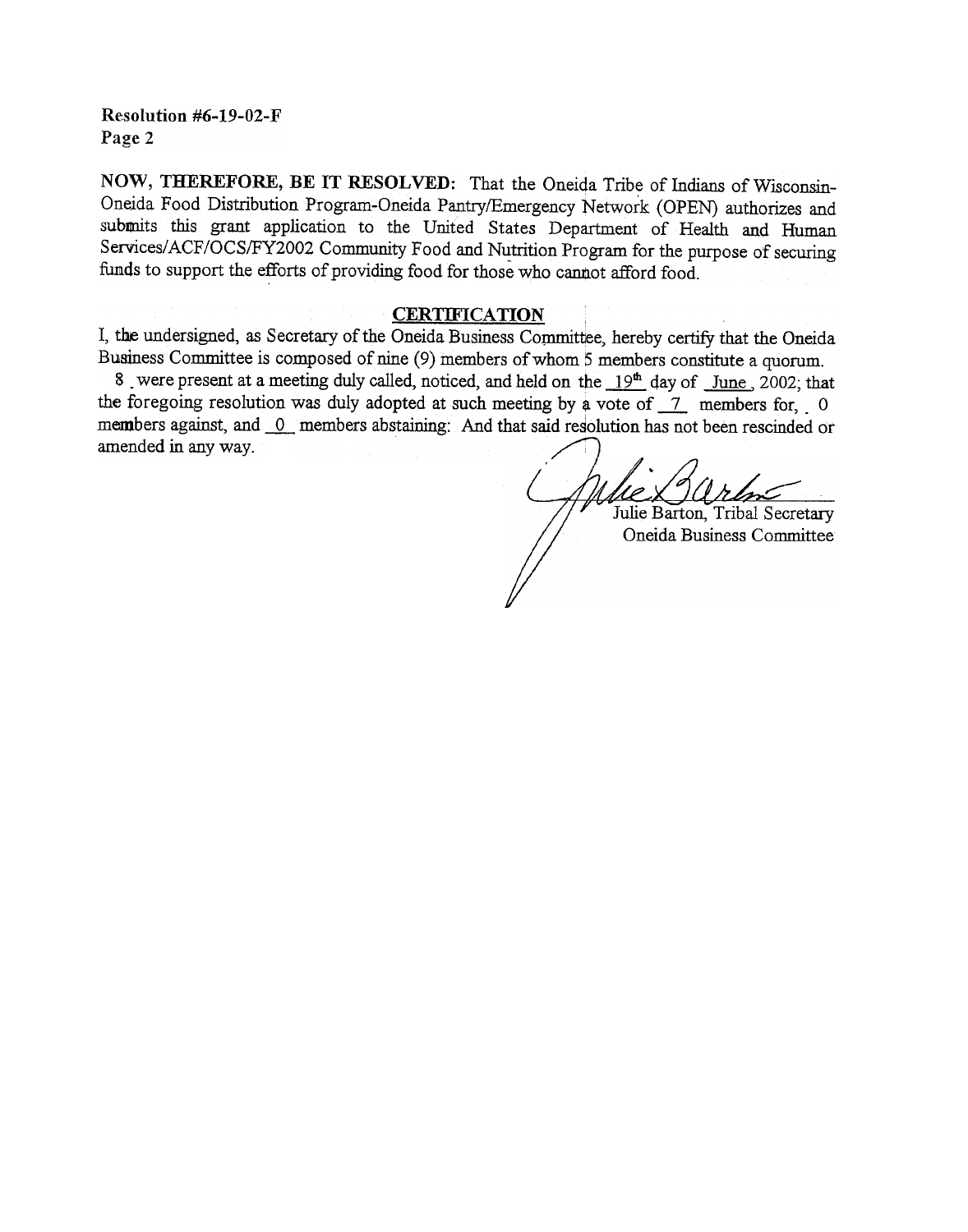**Resolution #6-19-02-F**
**Page 2**

**NOW, THEREFORE, BE IT RESOLVED:** That the Oneida Tribe of Indians of Wisconsin-Oneida Food Distribution Program-Oneida Pantry/Emergency Network (OPEN) authorizes and submits this grant application to the United States Department of Health and Human Services/ACF/OCS/FY2002 Community Food and Nutrition Program for the purpose of securing funds to support the efforts of providing food for those who cannot afford food.

## CERTIFICATION

I, the undersigned, as Secretary of the Oneida Business Committee, hereby certify that the Oneida Business Committee is composed of nine (9) members of whom 5 members constitute a quorum. 8 were present at a meeting duly called, noticed, and held on the 19th day of June, 2002; that the foregoing resolution was duly adopted at such meeting by a vote of 7 members for, 0 members against, and 0 members abstaining: And that said resolution has not been rescinded or amended in any way.

Julie Barton, Tribal Secretary
Oneida Business Committee